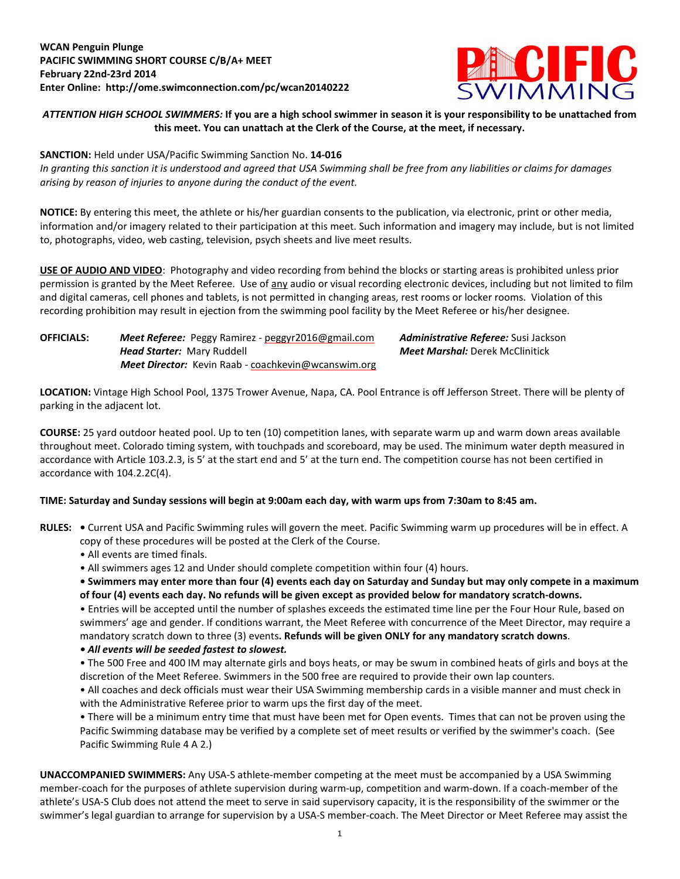**WCAN Penguin Plunge**
**PACIFIC SWIMMING SHORT COURSE C/B/A+ MEET**
**February 22nd-23rd 2014**
**Enter Online: http://ome.swimconnection.com/pc/wcan20140222**

***ATTENTION HIGH SCHOOL SWIMMERS:*** **If you are a high school swimmer in season it is your responsibility to be unattached from this meet. You can unattach at the Clerk of the Course, at the meet, if necessary.**

**SANCTION:** Held under USA/Pacific Swimming Sanction No. **14-016**
*In granting this sanction it is understood and agreed that USA Swimming shall be free from any liabilities or claims for damages arising by reason of injuries to anyone during the conduct of the event.*

**NOTICE:** By entering this meet, the athlete or his/her guardian consents to the publication, via electronic, print or other media, information and/or imagery related to their participation at this meet. Such information and imagery may include, but is not limited to, photographs, video, web casting, television, psych sheets and live meet results.

**USE OF AUDIO AND VIDEO**: Photography and video recording from behind the blocks or starting areas is prohibited unless prior permission is granted by the Meet Referee. Use of any audio or visual recording electronic devices, including but not limited to film and digital cameras, cell phones and tablets, is not permitted in changing areas, rest rooms or locker rooms. Violation of this recording prohibition may result in ejection from the swimming pool facility by the Meet Referee or his/her designee.

**OFFICIALS:**
***Meet Referee:*** Peggy Ramirez - peggyr2016@gmail.com
***Head Starter:*** Mary Ruddell
***Meet Director:*** Kevin Raab - coachkevin@wcanswim.org
***Administrative Referee:*** Susi Jackson
***Meet Marshal:*** Derek McClinitick

**LOCATION:** Vintage High School Pool, 1375 Trower Avenue, Napa, CA. Pool Entrance is off Jefferson Street. There will be plenty of parking in the adjacent lot.

**COURSE:** 25 yard outdoor heated pool. Up to ten (10) competition lanes, with separate warm up and warm down areas available throughout meet. Colorado timing system, with touchpads and scoreboard, may be used. The minimum water depth measured in accordance with Article 103.2.3, is 5' at the start end and 5' at the turn end. The competition course has not been certified in accordance with 104.2.2C(4).

**TIME: Saturday and Sunday sessions will begin at 9:00am each day, with warm ups from 7:30am to 8:45 am.**

**RULES:**
- Current USA and Pacific Swimming rules will govern the meet. Pacific Swimming warm up procedures will be in effect. A copy of these procedures will be posted at the Clerk of the Course.
- All events are timed finals.
- All swimmers ages 12 and Under should complete competition within four (4) hours.
- **Swimmers may enter more than four (4) events each day on Saturday and Sunday but may only compete in a maximum of four (4) events each day. No refunds will be given except as provided below for mandatory scratch-downs.**
- Entries will be accepted until the number of splashes exceeds the estimated time line per the Four Hour Rule, based on swimmers' age and gender. If conditions warrant, the Meet Referee with concurrence of the Meet Director, may require a mandatory scratch down to three (3) events**. Refunds will be given ONLY for any mandatory scratch downs**.
- ***All events will be seeded fastest to slowest.***
- The 500 Free and 400 IM may alternate girls and boys heats, or may be swum in combined heats of girls and boys at the discretion of the Meet Referee. Swimmers in the 500 free are required to provide their own lap counters.
- All coaches and deck officials must wear their USA Swimming membership cards in a visible manner and must check in with the Administrative Referee prior to warm ups the first day of the meet.
- There will be a minimum entry time that must have been met for Open events. Times that can not be proven using the Pacific Swimming database may be verified by a complete set of meet results or verified by the swimmer's coach. (See Pacific Swimming Rule 4 A 2.)

**UNACCOMPANIED SWIMMERS:** Any USA-S athlete-member competing at the meet must be accompanied by a USA Swimming member-coach for the purposes of athlete supervision during warm-up, competition and warm-down. If a coach-member of the athlete's USA-S Club does not attend the meet to serve in said supervisory capacity, it is the responsibility of the swimmer or the swimmer's legal guardian to arrange for supervision by a USA-S member-coach. The Meet Director or Meet Referee may assist the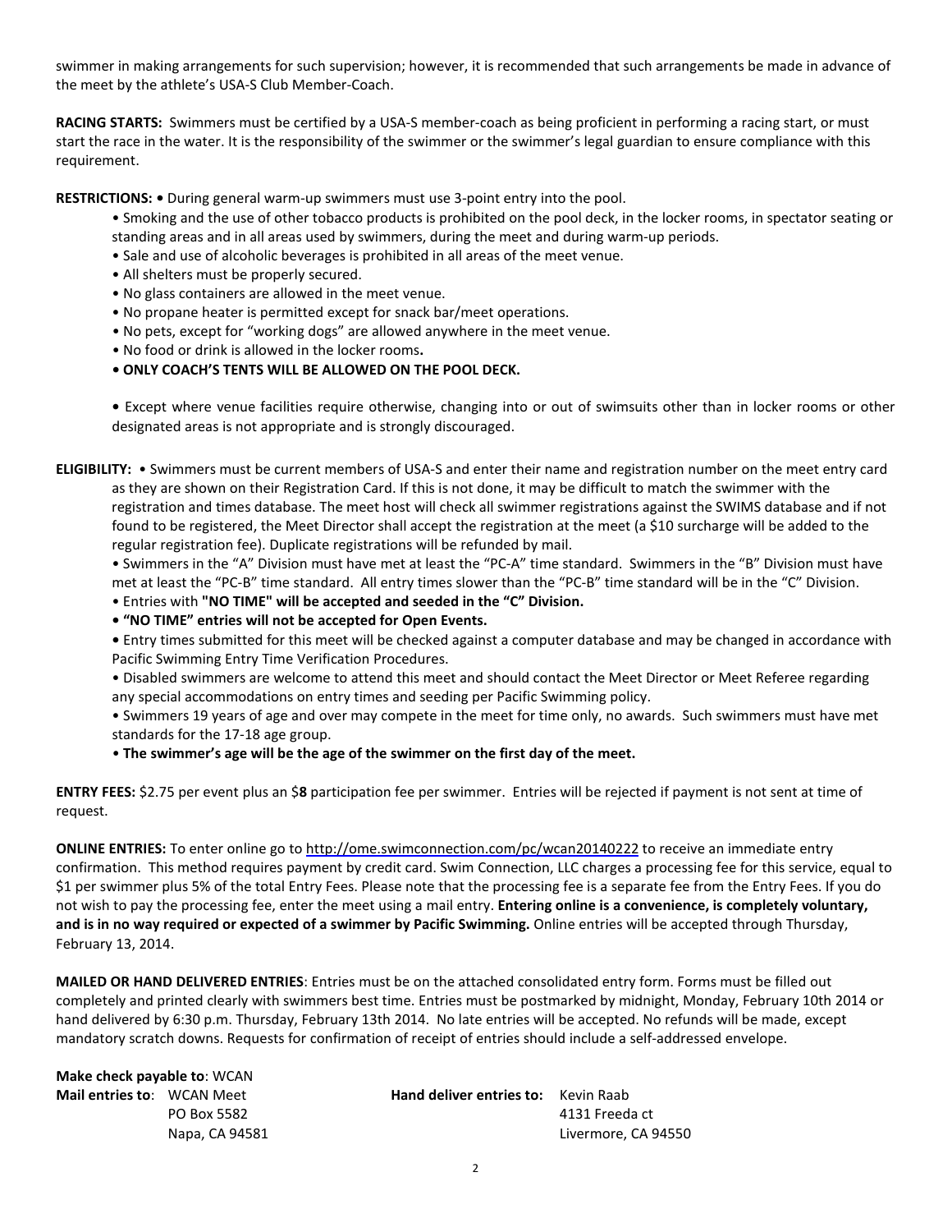swimmer in making arrangements for such supervision; however, it is recommended that such arrangements be made in advance of the meet by the athlete's USA-S Club Member-Coach.

**RACING STARTS:** Swimmers must be certified by a USA-S member-coach as being proficient in performing a racing start, or must start the race in the water. It is the responsibility of the swimmer or the swimmer's legal guardian to ensure compliance with this requirement.

**RESTRICTIONS:** • During general warm-up swimmers must use 3-point entry into the pool.

- Smoking and the use of other tobacco products is prohibited on the pool deck, in the locker rooms, in spectator seating or standing areas and in all areas used by swimmers, during the meet and during warm-up periods.
- Sale and use of alcoholic beverages is prohibited in all areas of the meet venue.
- All shelters must be properly secured.
- No glass containers are allowed in the meet venue.
- No propane heater is permitted except for snack bar/meet operations.
- No pets, except for "working dogs" are allowed anywhere in the meet venue.
- No food or drink is allowed in the locker rooms**.**
- **ONLY COACH'S TENTS WILL BE ALLOWED ON THE POOL DECK.**

- Except where venue facilities require otherwise, changing into or out of swimsuits other than in locker rooms or other designated areas is not appropriate and is strongly discouraged.

**ELIGIBILITY:** • Swimmers must be current members of USA-S and enter their name and registration number on the meet entry card as they are shown on their Registration Card. If this is not done, it may be difficult to match the swimmer with the registration and times database. The meet host will check all swimmer registrations against the SWIMS database and if not found to be registered, the Meet Director shall accept the registration at the meet (a $10 surcharge will be added to the regular registration fee). Duplicate registrations will be refunded by mail.

- Swimmers in the "A" Division must have met at least the "PC-A" time standard. Swimmers in the "B" Division must have met at least the "PC-B" time standard. All entry times slower than the "PC-B" time standard will be in the "C" Division.
- Entries with **"NO TIME" will be accepted and seeded in the "C" Division.**
- **"NO TIME" entries will not be accepted for Open Events.**
- Entry times submitted for this meet will be checked against a computer database and may be changed in accordance with Pacific Swimming Entry Time Verification Procedures.
- Disabled swimmers are welcome to attend this meet and should contact the Meet Director or Meet Referee regarding any special accommodations on entry times and seeding per Pacific Swimming policy.
- Swimmers 19 years of age and over may compete in the meet for time only, no awards. Such swimmers must have met standards for the 17-18 age group.
- **The swimmer's age will be the age of the swimmer on the first day of the meet.**

**ENTRY FEES:** $2.75 per event plus an $**8** participation fee per swimmer. Entries will be rejected if payment is not sent at time of request.

**ONLINE ENTRIES:** To enter online go to http://ome.swimconnection.com/pc/wcan20140222 to receive an immediate entry confirmation. This method requires payment by credit card. Swim Connection, LLC charges a processing fee for this service, equal to $1 per swimmer plus 5% of the total Entry Fees. Please note that the processing fee is a separate fee from the Entry Fees. If you do not wish to pay the processing fee, enter the meet using a mail entry. **Entering online is a convenience, is completely voluntary, and is in no way required or expected of a swimmer by Pacific Swimming.** Online entries will be accepted through Thursday, February 13, 2014.

**MAILED OR HAND DELIVERED ENTRIES**: Entries must be on the attached consolidated entry form. Forms must be filled out completely and printed clearly with swimmers best time. Entries must be postmarked by midnight, Monday, February 10th 2014 or hand delivered by 6:30 p.m. Thursday, February 13th 2014. No late entries will be accepted. No refunds will be made, except mandatory scratch downs. Requests for confirmation of receipt of entries should include a self-addressed envelope.

**Make check payable to**: WCAN

**Mail entries to**: WCAN Meet
PO Box 5582
Napa, CA 94581

**Hand deliver entries to:** Kevin Raab
4131 Freeda ct
Livermore, CA 94550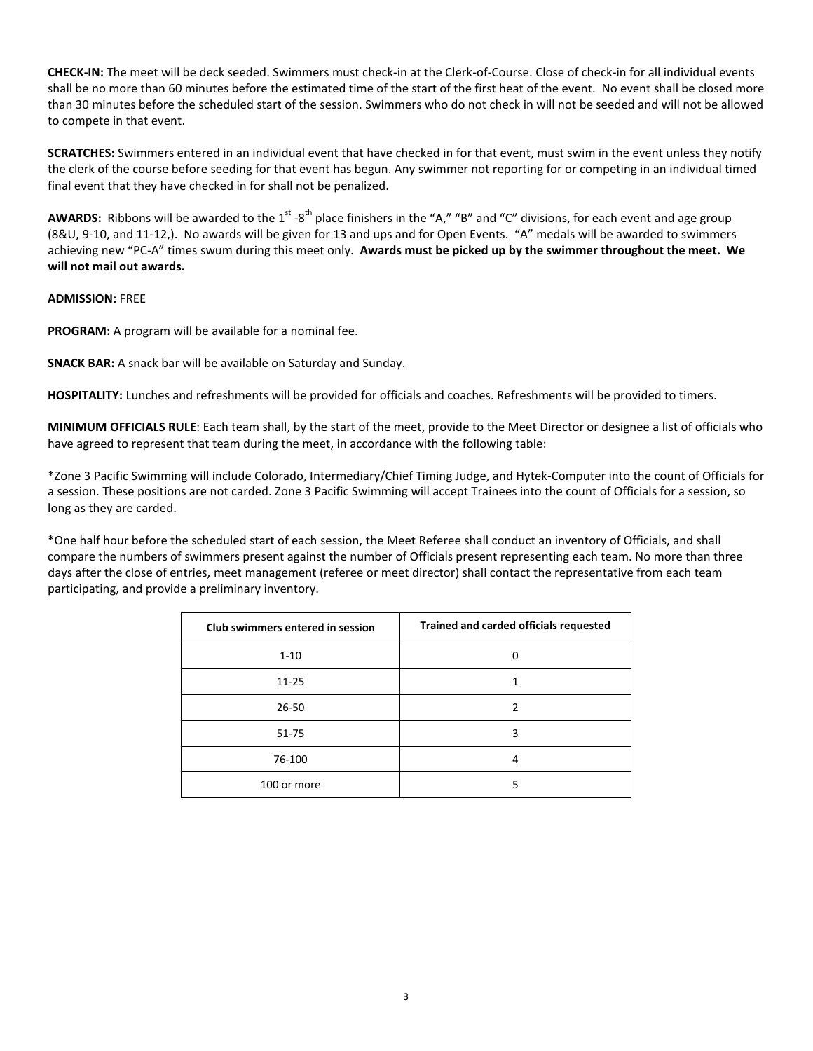**CHECK-IN:** The meet will be deck seeded. Swimmers must check-in at the Clerk-of-Course. Close of check-in for all individual events shall be no more than 60 minutes before the estimated time of the start of the first heat of the event. No event shall be closed more than 30 minutes before the scheduled start of the session. Swimmers who do not check in will not be seeded and will not be allowed to compete in that event.

**SCRATCHES:** Swimmers entered in an individual event that have checked in for that event, must swim in the event unless they notify the clerk of the course before seeding for that event has begun. Any swimmer not reporting for or competing in an individual timed final event that they have checked in for shall not be penalized.

**AWARDS:** Ribbons will be awarded to the 1st -8th place finishers in the "A," "B" and "C" divisions, for each event and age group (8&U, 9-10, and 11-12,). No awards will be given for 13 and ups and for Open Events. "A" medals will be awarded to swimmers achieving new "PC-A" times swum during this meet only. **Awards must be picked up by the swimmer throughout the meet. We will not mail out awards.**

**ADMISSION:** FREE

**PROGRAM:** A program will be available for a nominal fee.

**SNACK BAR:** A snack bar will be available on Saturday and Sunday.

**HOSPITALITY:** Lunches and refreshments will be provided for officials and coaches. Refreshments will be provided to timers.

**MINIMUM OFFICIALS RULE**: Each team shall, by the start of the meet, provide to the Meet Director or designee a list of officials who have agreed to represent that team during the meet, in accordance with the following table:

*Zone 3 Pacific Swimming will include Colorado, Intermediary/Chief Timing Judge, and Hytek-Computer into the count of Officials for a session. These positions are not carded. Zone 3 Pacific Swimming will accept Trainees into the count of Officials for a session, so long as they are carded.

*One half hour before the scheduled start of each session, the Meet Referee shall conduct an inventory of Officials, and shall compare the numbers of swimmers present against the number of Officials present representing each team. No more than three days after the close of entries, meet management (referee or meet director) shall contact the representative from each team participating, and provide a preliminary inventory.

| Club swimmers entered in session | Trained and carded officials requested |
|---|---|
| 1-10 | 0 |
| 11-25 | 1 |
| 26-50 | 2 |
| 51-75 | 3 |
| 76-100 | 4 |
| 100 or more | 5 |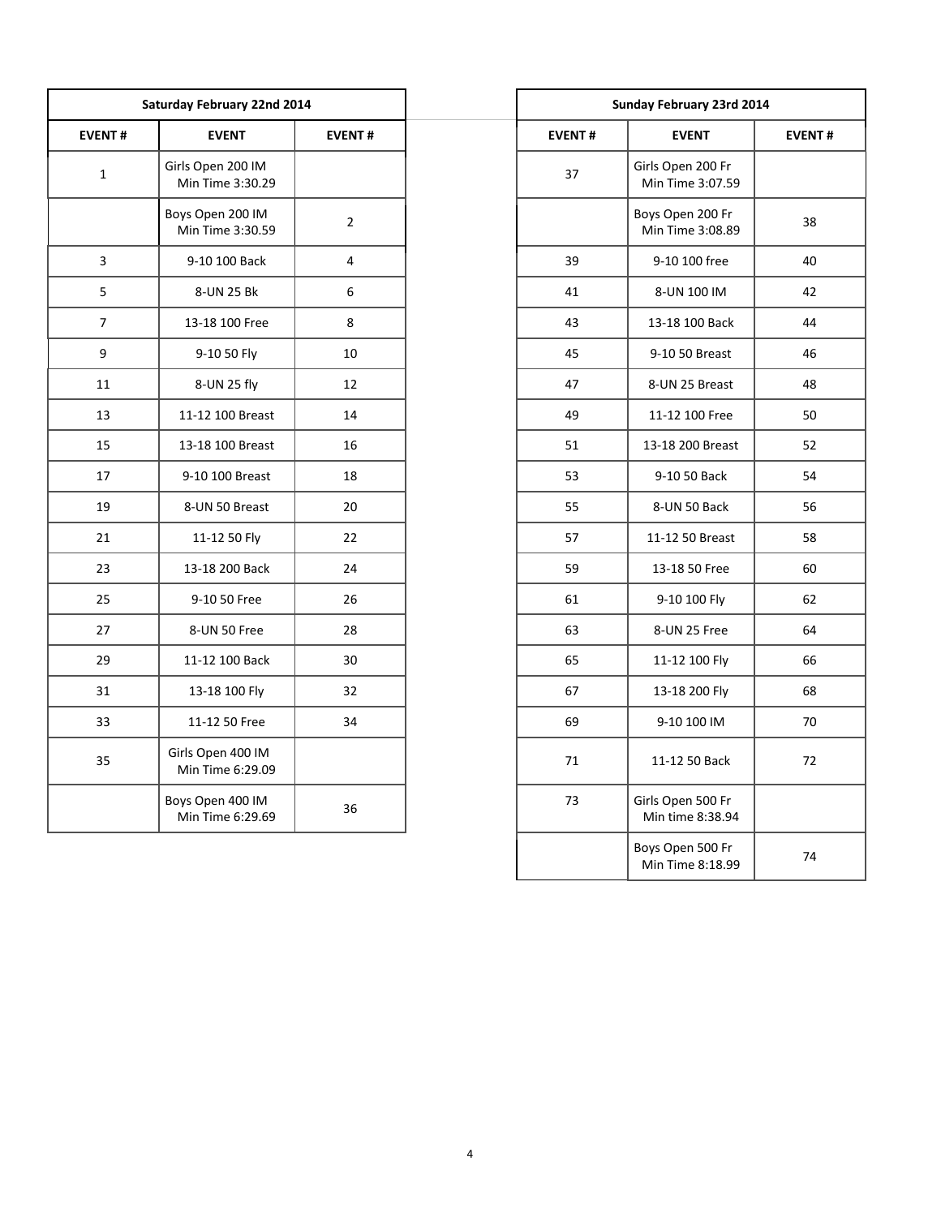| Saturday February 22nd 2014 | | |
|---|---|---|
| **EVENT #** | **EVENT** | **EVENT #** |
| 1 | Girls Open 200 IM Min Time 3:30.29 | |
| | Boys Open 200 IM Min Time 3:30.59 | 2 |
| 3 | 9-10 100 Back | 4 |
| 5 | 8-UN 25 Bk | 6 |
| 7 | 13-18 100 Free | 8 |
| 9 | 9-10 50 Fly | 10 |
| 11 | 8-UN 25 fly | 12 |
| 13 | 11-12 100 Breast | 14 |
| 15 | 13-18 100 Breast | 16 |
| 17 | 9-10 100 Breast | 18 |
| 19 | 8-UN 50 Breast | 20 |
| 21 | 11-12 50 Fly | 22 |
| 23 | 13-18 200 Back | 24 |
| 25 | 9-10 50 Free | 26 |
| 27 | 8-UN 50 Free | 28 |
| 29 | 11-12 100 Back | 30 |
| 31 | 13-18 100 Fly | 32 |
| 33 | 11-12 50 Free | 34 |
| 35 | Girls Open 400 IM Min Time 6:29.09 | |
| | Boys Open 400 IM Min Time 6:29.69 | 36 |

| Sunday February 23rd 2014 | | |
|---|---|---|
| **EVENT #** | **EVENT** | **EVENT #** |
| 37 | Girls Open 200 Fr Min Time 3:07.59 | |
| | Boys Open 200 Fr Min Time 3:08.89 | 38 |
| 39 | 9-10 100 free | 40 |
| 41 | 8-UN 100 IM | 42 |
| 43 | 13-18 100 Back | 44 |
| 45 | 9-10 50 Breast | 46 |
| 47 | 8-UN 25 Breast | 48 |
| 49 | 11-12 100 Free | 50 |
| 51 | 13-18 200 Breast | 52 |
| 53 | 9-10 50 Back | 54 |
| 55 | 8-UN 50 Back | 56 |
| 57 | 11-12 50 Breast | 58 |
| 59 | 13-18 50 Free | 60 |
| 61 | 9-10 100 Fly | 62 |
| 63 | 8-UN 25 Free | 64 |
| 65 | 11-12 100 Fly | 66 |
| 67 | 13-18 200 Fly | 68 |
| 69 | 9-10 100 IM | 70 |
| 71 | 11-12 50 Back | 72 |
| 73 | Girls Open 500 Fr Min time 8:38.94 | |
| | Boys Open 500 Fr Min Time 8:18.99 | 74 |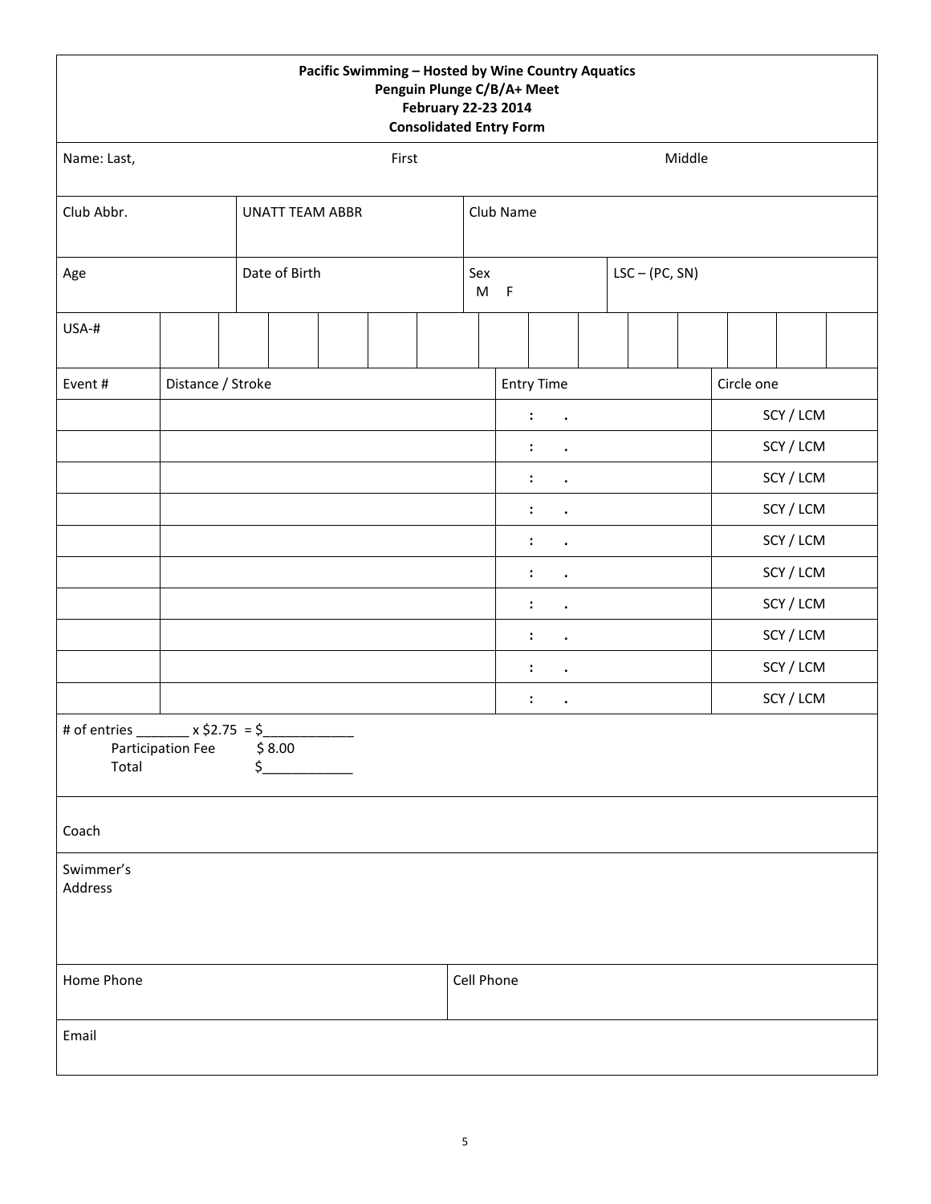**Pacific Swimming – Hosted by Wine Country Aquatics**
**Penguin Plunge C/B/A+ Meet**
**February 22-23 2014**
**Consolidated Entry Form**

| Name: Last, | First | Middle |
|---|---|---|
| | | |

| Club Abbr. | UNATT TEAM ABBR | Club Name |
|---|---|---|
| | | |

| Age | Date of Birth | Sex<br>M F | LSC – (PC, SN) |
|---|---|---|---|
| | | | |

| USA-# | | | | | | | | | | | | | | |
|---|---|---|---|---|---|---|---|---|---|---|---|---|---|---|

| Event # | Distance / Stroke | Entry Time | Circle one |
|---|---|---|---|
| | | : . | SCY / LCM |
| | | : . | SCY / LCM |
| | | : . | SCY / LCM |
| | | : . | SCY / LCM |
| | | : . | SCY / LCM |
| | | : . | SCY / LCM |
| | | : . | SCY / LCM |
| | | : . | SCY / LCM |
| | | : . | SCY / LCM |
| | | : . | SCY / LCM |

# of entries _______ x $2.75 = $____________
Participation Fee $ 8.00
Total $____________

Coach

Swimmer's Address

| Home Phone | Cell Phone |
|---|---|
| | |

Email